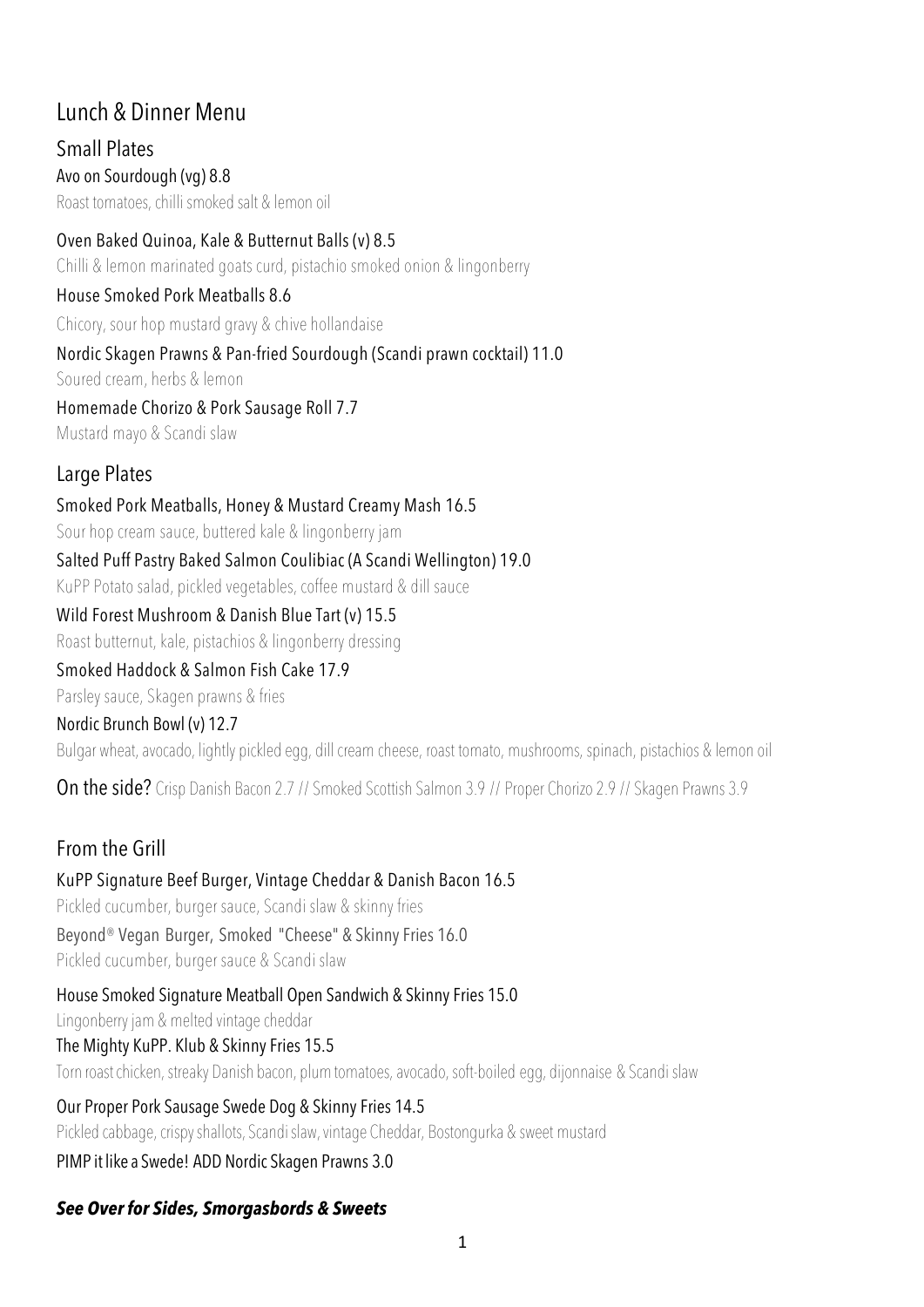# Lunch & Dinner Menu

## Small Plates

Avo on Sourdough (vg) 8.8
Roast tomatoes, chilli smoked salt & lemon oil

Oven Baked Quinoa, Kale & Butternut Balls (v) 8.5
Chilli & lemon marinated goats curd, pistachio smoked onion & lingonberry

House Smoked Pork Meatballs 8.6
Chicory, sour hop mustard gravy & chive hollandaise

Nordic Skagen Prawns & Pan-fried Sourdough (Scandi prawn cocktail) 11.0
Soured cream, herbs & lemon

Homemade Chorizo & Pork Sausage Roll 7.7
Mustard mayo & Scandi slaw

## Large Plates

Smoked Pork Meatballs, Honey & Mustard Creamy Mash 16.5
Sour hop cream sauce, buttered kale & lingonberry jam

Salted Puff Pastry Baked Salmon Coulibiac (A Scandi Wellington) 19.0
KuPP Potato salad, pickled vegetables, coffee mustard & dill sauce

Wild Forest Mushroom & Danish Blue Tart (v) 15.5
Roast butternut, kale, pistachios & lingonberry dressing

Smoked Haddock & Salmon Fish Cake 17.9
Parsley sauce, Skagen prawns & fries

Nordic Brunch Bowl (v) 12.7
Bulgar wheat, avocado, lightly pickled egg, dill cream cheese, roast tomato, mushrooms, spinach, pistachios & lemon oil

On the side? Crisp Danish Bacon 2.7 // Smoked Scottish Salmon 3.9 // Proper Chorizo 2.9 // Skagen Prawns 3.9

## From the Grill

KuPP Signature Beef Burger, Vintage Cheddar & Danish Bacon 16.5
Pickled cucumber, burger sauce, Scandi slaw & skinny fries

Beyond® Vegan Burger, Smoked "Cheese" & Skinny Fries 16.0
Pickled cucumber, burger sauce & Scandi slaw

House Smoked Signature Meatball Open Sandwich & Skinny Fries 15.0
Lingonberry jam & melted vintage cheddar

The Mighty KuPP. Klub & Skinny Fries 15.5
Torn roast chicken, streaky Danish bacon, plum tomatoes, avocado, soft-boiled egg, dijonnaise & Scandi slaw

Our Proper Pork Sausage Swede Dog & Skinny Fries 14.5
Pickled cabbage, crispy shallots, Scandi slaw, vintage Cheddar, Bostongurka & sweet mustard

PIMP it like a Swede! ADD Nordic Skagen Prawns 3.0

***See Over for Sides, Smorgasbords & Sweets***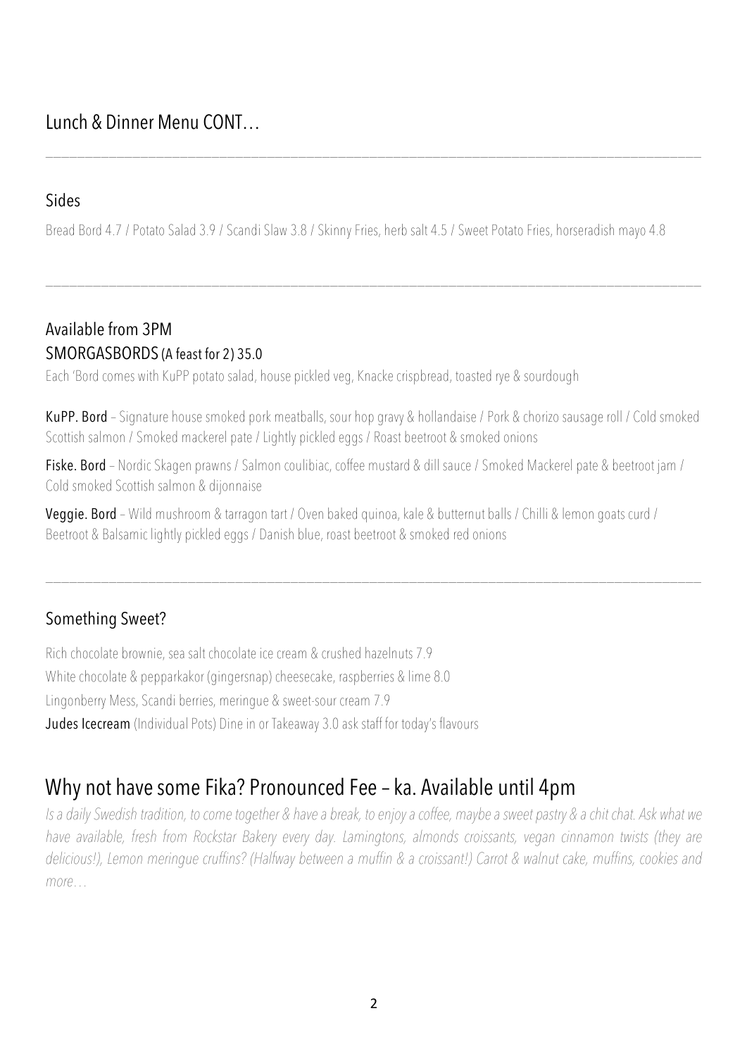## Lunch & Dinner Menu CONT…

---

### Sides

Bread Bord 4.7 / Potato Salad 3.9 / Scandi Slaw 3.8 / Skinny Fries, herb salt 4.5 / Sweet Potato Fries, horseradish mayo 4.8

---

### Available from 3PM

### SMORGASBORDS (A feast for 2) 35.0

Each 'Bord comes with KuPP potato salad, house pickled veg, Knacke crispbread, toasted rye & sourdough

**KuPP. Bord** – Signature house smoked pork meatballs, sour hop gravy & hollandaise / Pork & chorizo sausage roll / Cold smoked Scottish salmon / Smoked mackerel pate / Lightly pickled eggs / Roast beetroot & smoked onions

**Fiske. Bord** – Nordic Skagen prawns / Salmon coulibiac, coffee mustard & dill sauce / Smoked Mackerel pate & beetroot jam / Cold smoked Scottish salmon & dijonnaise

**Veggie. Bord** – Wild mushroom & tarragon tart / Oven baked quinoa, kale & butternut balls / Chilli & lemon goats curd / Beetroot & Balsamic lightly pickled eggs / Danish blue, roast beetroot & smoked red onions

---

### Something Sweet?

Rich chocolate brownie, sea salt chocolate ice cream & crushed hazelnuts 7.9

White chocolate & pepparkakor (gingersnap) cheesecake, raspberries & lime 8.0

Lingonberry Mess, Scandi berries, meringue & sweet-sour cream 7.9

**Judes Icecream** (Individual Pots) Dine in or Takeaway 3.0 ask staff for today's flavours

## Why not have some Fika? Pronounced Fee – ka. Available until 4pm

*Is a daily Swedish tradition, to come together & have a break, to enjoy a coffee, maybe a sweet pastry & a chit chat. Ask what we have available, fresh from Rockstar Bakery every day. Lamingtons, almonds croissants, vegan cinnamon twists (they are delicious!), Lemon meringue cruffins? (Halfway between a muffin & a croissant!) Carrot & walnut cake, muffins, cookies and more…*